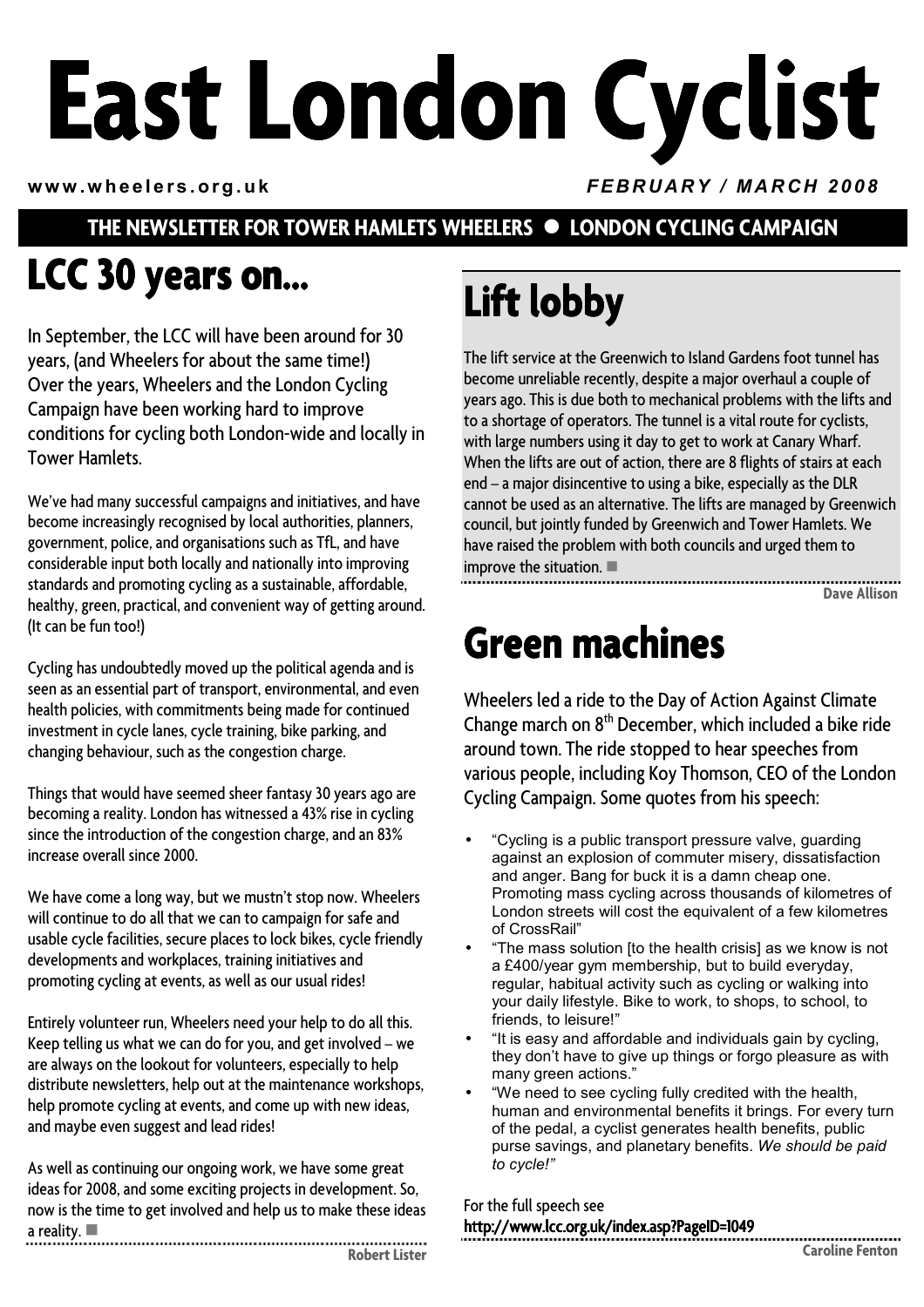# East London Cyclist

www.wheelers.org.uk — *FEBRUARY / MARCH 2008*

**THE NEWSLETTER FOR TOWER HAMLETS WHEELERS ● LONDON CYCLING CAMPAIGN**

## LCC 30 years on...

In September, the LCC will have been around for 30 years, (and Wheelers for about the same time!) Over the years, Wheelers and the London Cycling Campaign have been working hard to improve conditions for cycling both London-wide and locally in Tower Hamlets.

We've had many successful campaigns and initiatives, and have become increasingly recognised by local authorities, planners, government, police, and organisations such as TfL, and have considerable input both locally and nationally into improving standards and promoting cycling as a sustainable, affordable, healthy, green, practical, and convenient way of getting around. (It can be fun too!)

Cycling has undoubtedly moved up the political agenda and is seen as an essential part of transport, environmental, and even health policies, with commitments being made for continued investment in cycle lanes, cycle training, bike parking, and changing behaviour, such as the congestion charge.

Things that would have seemed sheer fantasy 30 years ago are becoming a reality. London has witnessed a 43% rise in cycling since the introduction of the congestion charge, and an 83% increase overall since 2000.

We have come a long way, but we mustn't stop now. Wheelers will continue to do all that we can to campaign for safe and usable cycle facilities, secure places to lock bikes, cycle friendly developments and workplaces, training initiatives and promoting cycling at events, as well as our usual rides!

Entirely volunteer run, Wheelers need your help to do all this. Keep telling us what we can do for you, and get involved – we are always on the lookout for volunteers, especially to help distribute newsletters, help out at the maintenance workshops, help promote cycling at events, and come up with new ideas, and maybe even suggest and lead rides!

As well as continuing our ongoing work, we have some great ideas for 2008, and some exciting projects in development. So, now is the time to get involved and help us to make these ideas a reality. ■

**Robert Lister**

## Lift lobby

The lift service at the Greenwich to Island Gardens foot tunnel has become unreliable recently, despite a major overhaul a couple of years ago. This is due both to mechanical problems with the lifts and to a shortage of operators. The tunnel is a vital route for cyclists, with large numbers using it day to get to work at Canary Wharf. When the lifts are out of action, there are 8 flights of stairs at each end – a major disincentive to using a bike, especially as the DLR cannot be used as an alternative. The lifts are managed by Greenwich council, but jointly funded by Greenwich and Tower Hamlets. We have raised the problem with both councils and urged them to improve the situation. ■

**Dave Allison**

## Green machines

Wheelers led a ride to the Day of Action Against Climate Change march on 8th December, which included a bike ride around town. The ride stopped to hear speeches from various people, including Koy Thomson, CEO of the London Cycling Campaign. Some quotes from his speech:

- "Cycling is a public transport pressure valve, guarding against an explosion of commuter misery, dissatisfaction and anger. Bang for buck it is a damn cheap one. Promoting mass cycling across thousands of kilometres of London streets will cost the equivalent of a few kilometres of CrossRail"
- "The mass solution [to the health crisis] as we know is not a £400/year gym membership, but to build everyday, regular, habitual activity such as cycling or walking into your daily lifestyle. Bike to work, to shops, to school, to friends, to leisure!"
- "It is easy and affordable and individuals gain by cycling, they don't have to give up things or forgo pleasure as with many green actions."
- "We need to see cycling fully credited with the health, human and environmental benefits it brings. For every turn of the pedal, a cyclist generates health benefits, public purse savings, and planetary benefits. *We should be paid to cycle!"*

For the full speech see
http://www.lcc.org.uk/index.asp?PageID=1049

**Caroline Fenton**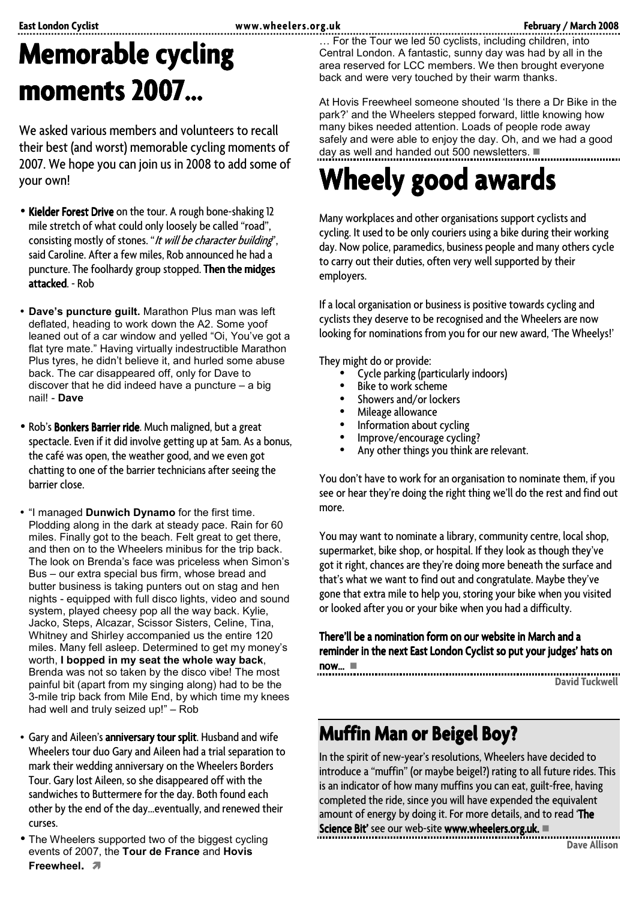# Memorable cycling moments 2007...

We asked various members and volunteers to recall their best (and worst) memorable cycling moments of 2007. We hope you can join us in 2008 to add some of your own!

- **Kielder Forest Drive** on the tour. A rough bone-shaking 12 mile stretch of what could only loosely be called "road", consisting mostly of stones. "*It will be character building*", said Caroline. After a few miles, Rob announced he had a puncture. The foolhardy group stopped. **Then the midges attacked**. - Rob

- **Dave's puncture guilt.** Marathon Plus man was left deflated, heading to work down the A2. Some yoof leaned out of a car window and yelled "Oi, You've got a flat tyre mate." Having virtually indestructible Marathon Plus tyres, he didn't believe it, and hurled some abuse back. The car disappeared off, only for Dave to discover that he did indeed have a puncture – a big nail! - **Dave**

- Rob's **Bonkers Barrier ride**. Much maligned, but a great spectacle. Even if it did involve getting up at 5am. As a bonus, the café was open, the weather good, and we even got chatting to one of the barrier technicians after seeing the barrier close.

- "I managed **Dunwich Dynamo** for the first time. Plodding along in the dark at steady pace. Rain for 60 miles. Finally got to the beach. Felt great to get there, and then on to the Wheelers minibus for the trip back. The look on Brenda's face was priceless when Simon's Bus – our extra special bus firm, whose bread and butter business is taking punters out on stag and hen nights - equipped with full disco lights, video and sound system, played cheesy pop all the way back. Kylie, Jacko, Steps, Alcazar, Scissor Sisters, Celine, Tina, Whitney and Shirley accompanied us the entire 120 miles. Many fell asleep. Determined to get my money's worth, **I bopped in my seat the whole way back**, Brenda was not so taken by the disco vibe! The most painful bit (apart from my singing along) had to be the 3-mile trip back from Mile End, by which time my knees had well and truly seized up!" – Rob

- Gary and Aileen's **anniversary tour split**. Husband and wife Wheelers tour duo Gary and Aileen had a trial separation to mark their wedding anniversary on the Wheelers Borders Tour. Gary lost Aileen, so she disappeared off with the sandwiches to Buttermere for the day. Both found each other by the end of the day...eventually, and renewed their curses.

- The Wheelers supported two of the biggest cycling events of 2007, the **Tour de France** and **Hovis Freewheel.** … For the Tour we led 50 cyclists, including children, into Central London. A fantastic, sunny day was had by all in the area reserved for LCC members. We then brought everyone back and were very touched by their warm thanks.

At Hovis Freewheel someone shouted 'Is there a Dr Bike in the park?' and the Wheelers stepped forward, little knowing how many bikes needed attention. Loads of people rode away safely and were able to enjoy the day. Oh, and we had a good day as well and handed out 500 newsletters. ■

# Wheely good awards

Many workplaces and other organisations support cyclists and cycling. It used to be only couriers using a bike during their working day. Now police, paramedics, business people and many others cycle to carry out their duties, often very well supported by their employers.

If a local organisation or business is positive towards cycling and cyclists they deserve to be recognised and the Wheelers are now looking for nominations from you for our new award, 'The Wheelys!'

They might do or provide:

- Cycle parking (particularly indoors)
- Bike to work scheme
- Showers and/or lockers
- Mileage allowance
- Information about cycling
- Improve/encourage cycling?
- Any other things you think are relevant.

You don't have to work for an organisation to nominate them, if you see or hear they're doing the right thing we'll do the rest and find out more.

You may want to nominate a library, community centre, local shop, supermarket, bike shop, or hospital. If they look as though they've got it right, chances are they're doing more beneath the surface and that's what we want to find out and congratulate. Maybe they've gone that extra mile to help you, storing your bike when you visited or looked after you or your bike when you had a difficulty.

**There'll be a nomination form on our website in March and a reminder in the next East London Cyclist so put your judges' hats on now...** ■

**David Tuckwell**

## Muffin Man or Beigel Boy?

In the spirit of new-year's resolutions, Wheelers have decided to introduce a "muffin" (or maybe beigel?) rating to all future rides. This is an indicator of how many muffins you can eat, guilt-free, having completed the ride, since you will have expended the equivalent amount of energy by doing it. For more details, and to read '**The Science Bit'** see our web-site **www.wheelers.org.uk.** ■

**Dave Allison**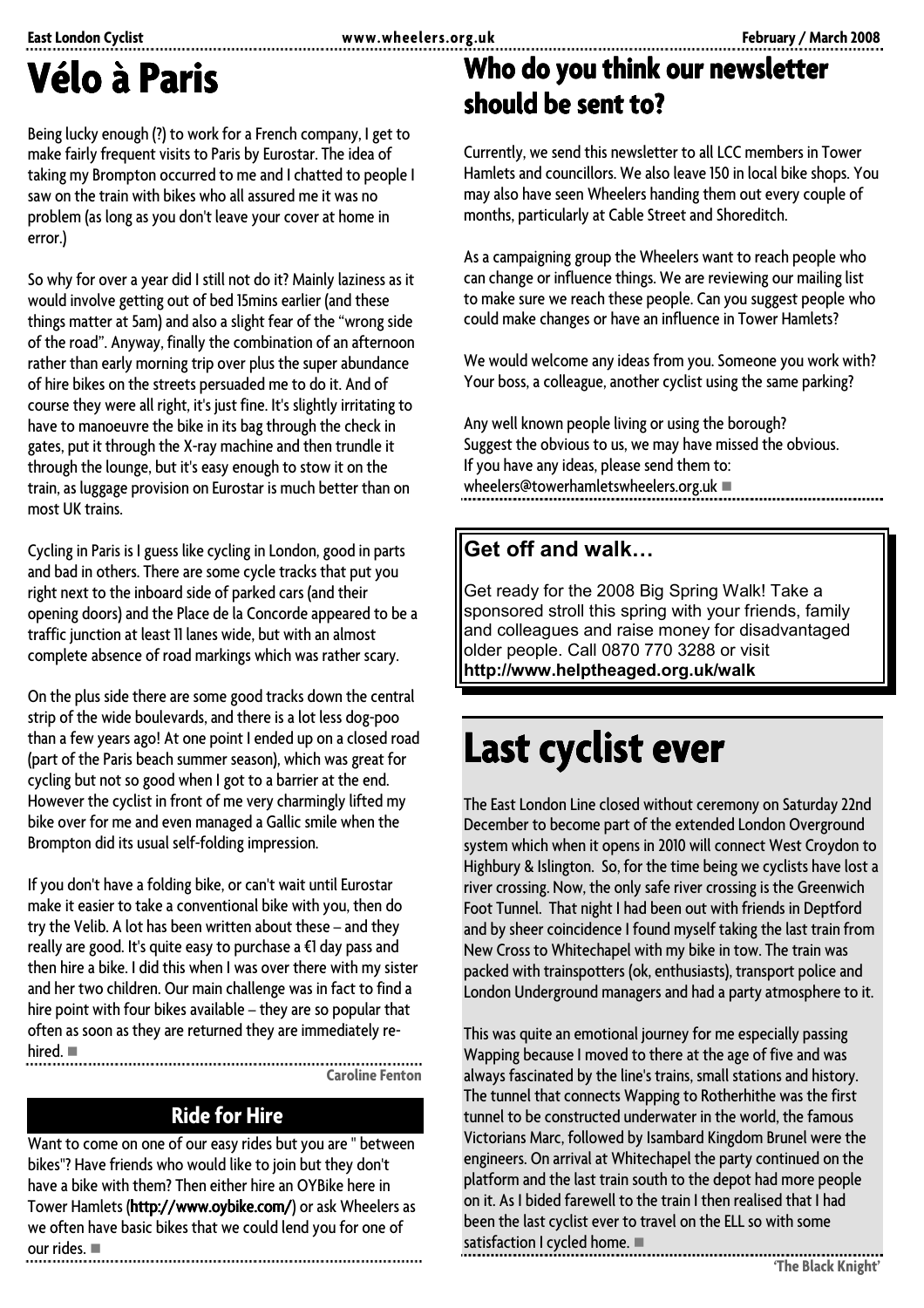# Vélo à Paris

Being lucky enough (?) to work for a French company, I get to make fairly frequent visits to Paris by Eurostar. The idea of taking my Brompton occurred to me and I chatted to people I saw on the train with bikes who all assured me it was no problem (as long as you don't leave your cover at home in error.)

So why for over a year did I still not do it? Mainly laziness as it would involve getting out of bed 15mins earlier (and these things matter at 5am) and also a slight fear of the "wrong side of the road". Anyway, finally the combination of an afternoon rather than early morning trip over plus the super abundance of hire bikes on the streets persuaded me to do it. And of course they were all right, it's just fine. It's slightly irritating to have to manoeuvre the bike in its bag through the check in gates, put it through the X-ray machine and then trundle it through the lounge, but it's easy enough to stow it on the train, as luggage provision on Eurostar is much better than on most UK trains.

Cycling in Paris is I guess like cycling in London, good in parts and bad in others. There are some cycle tracks that put you right next to the inboard side of parked cars (and their opening doors) and the Place de la Concorde appeared to be a traffic junction at least 11 lanes wide, but with an almost complete absence of road markings which was rather scary.

On the plus side there are some good tracks down the central strip of the wide boulevards, and there is a lot less dog-poo than a few years ago! At one point I ended up on a closed road (part of the Paris beach summer season), which was great for cycling but not so good when I got to a barrier at the end. However the cyclist in front of me very charmingly lifted my bike over for me and even managed a Gallic smile when the Brompton did its usual self-folding impression.

If you don't have a folding bike, or can't wait until Eurostar make it easier to take a conventional bike with you, then do try the Velib. A lot has been written about these – and they really are good. It's quite easy to purchase a €1 day pass and then hire a bike. I did this when I was over there with my sister and her two children. Our main challenge was in fact to find a hire point with four bikes available – they are so popular that often as soon as they are returned they are immediately re-hired. ■

**Caroline Fenton**

## Ride for Hire

Want to come on one of our easy rides but you are " between bikes"? Have friends who would like to join but they don't have a bike with them? Then either hire an OYBike here in Tower Hamlets (http://www.oybike.com/) or ask Wheelers as we often have basic bikes that we could lend you for one of our rides. ■

# Who do you think our newsletter should be sent to?

Currently, we send this newsletter to all LCC members in Tower Hamlets and councillors. We also leave 150 in local bike shops. You may also have seen Wheelers handing them out every couple of months, particularly at Cable Street and Shoreditch.

As a campaigning group the Wheelers want to reach people who can change or influence things. We are reviewing our mailing list to make sure we reach these people. Can you suggest people who could make changes or have an influence in Tower Hamlets?

We would welcome any ideas from you. Someone you work with? Your boss, a colleague, another cyclist using the same parking?

Any well known people living or using the borough?
Suggest the obvious to us, we may have missed the obvious.
If you have any ideas, please send them to:
wheelers@towerhamletswheelers.org.uk ■

## Get off and walk…

Get ready for the 2008 Big Spring Walk! Take a sponsored stroll this spring with your friends, family and colleagues and raise money for disadvantaged older people. Call 0870 770 3288 or visit **http://www.helptheaged.org.uk/walk**

# Last cyclist ever

The East London Line closed without ceremony on Saturday 22nd December to become part of the extended London Overground system which when it opens in 2010 will connect West Croydon to Highbury & Islington. So, for the time being we cyclists have lost a river crossing. Now, the only safe river crossing is the Greenwich Foot Tunnel. That night I had been out with friends in Deptford and by sheer coincidence I found myself taking the last train from New Cross to Whitechapel with my bike in tow. The train was packed with trainspotters (ok, enthusiasts), transport police and London Underground managers and had a party atmosphere to it.

This was quite an emotional journey for me especially passing Wapping because I moved to there at the age of five and was always fascinated by the line's trains, small stations and history. The tunnel that connects Wapping to Rotherhithe was the first tunnel to be constructed underwater in the world, the famous Victorians Marc, followed by Isambard Kingdom Brunel were the engineers. On arrival at Whitechapel the party continued on the platform and the last train south to the depot had more people on it. As I bided farewell to the train I then realised that I had been the last cyclist ever to travel on the ELL so with some satisfaction I cycled home. ■

**'The Black Knight'**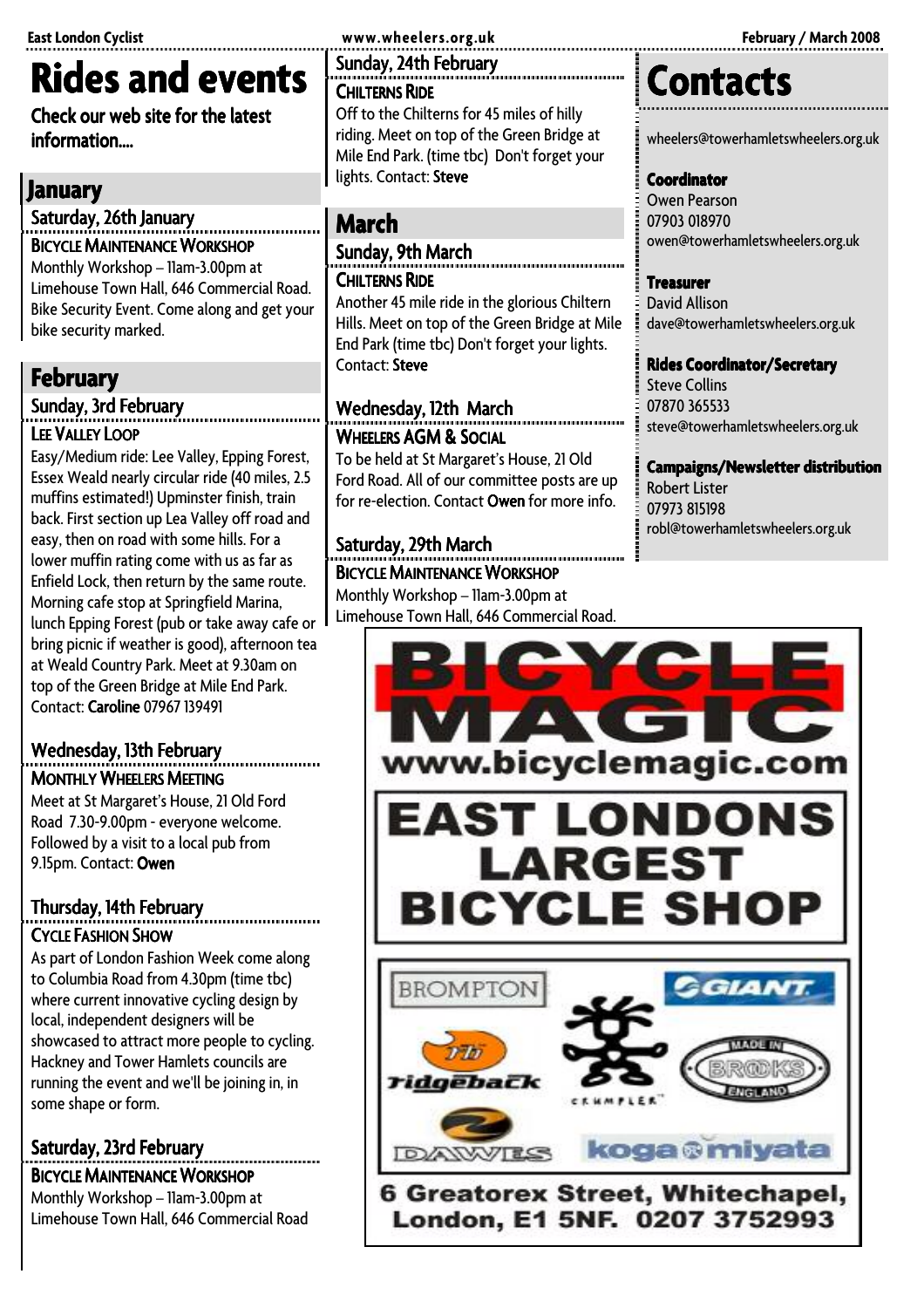# Rides and events

**Check our web site for the latest information....**

## January

### Saturday, 26th January

**BICYCLE MAINTENANCE WORKSHOP**

Monthly Workshop – 11am-3.00pm at Limehouse Town Hall, 646 Commercial Road. Bike Security Event. Come along and get your bike security marked.

## February

### Sunday, 3rd February

**LEE VALLEY LOOP**

Easy/Medium ride: Lee Valley, Epping Forest, Essex Weald nearly circular ride (40 miles, 2.5 muffins estimated!) Upminster finish, train back. First section up Lea Valley off road and easy, then on road with some hills. For a lower muffin rating come with us as far as Enfield Lock, then return by the same route. Morning cafe stop at Springfield Marina, lunch Epping Forest (pub or take away cafe or bring picnic if weather is good), afternoon tea at Weald Country Park. Meet at 9.30am on top of the Green Bridge at Mile End Park. Contact: **Caroline** 07967 139491

### Wednesday, 13th February

**MONTHLY WHEELERS MEETING**

Meet at St Margaret's House, 21 Old Ford Road 7.30-9.00pm - everyone welcome. Followed by a visit to a local pub from 9.15pm. Contact: **Owen**

### Thursday, 14th February

**CYCLE FASHION SHOW**

As part of London Fashion Week come along to Columbia Road from 4.30pm (time tbc) where current innovative cycling design by local, independent designers will be showcased to attract more people to cycling. Hackney and Tower Hamlets councils are running the event and we'll be joining in, in some shape or form.

### Saturday, 23rd February

**BICYCLE MAINTENANCE WORKSHOP**

Monthly Workshop – 11am-3.00pm at Limehouse Town Hall, 646 Commercial Road

### Sunday, 24th February

**CHILTERNS RIDE**

Off to the Chilterns for 45 miles of hilly riding. Meet on top of the Green Bridge at Mile End Park. (time tbc) Don't forget your lights. Contact: **Steve**

## March

### Sunday, 9th March

**CHILTERNS RIDE**

Another 45 mile ride in the glorious Chiltern Hills. Meet on top of the Green Bridge at Mile End Park (time tbc) Don't forget your lights. Contact: **Steve**

### Wednesday, 12th March

**WHEELERS AGM & SOCIAL**

To be held at St Margaret's House, 21 Old Ford Road. All of our committee posts are up for re-election. Contact **Owen** for more info.

### Saturday, 29th March

**BICYCLE MAINTENANCE WORKSHOP**

Monthly Workshop – 11am-3.00pm at Limehouse Town Hall, 646 Commercial Road.

BICYCLE MAGIC
www.bicyclemagic.com
EAST LONDONS LARGEST BICYCLE SHOP
BROMPTON · GIANT · Ridgeback · CRUMPLER · BROOKS · DAWES · koga miyata
6 Greatorex Street, Whitechapel, London, E1 5NF. 0207 3752993

# Contacts

wheelers@towerhamletswheelers.org.uk

**Coordinator**
Owen Pearson
07903 018970
owen@towerhamletswheelers.org.uk

**Treasurer**
David Allison
dave@towerhamletswheelers.org.uk

**Rides Coordinator/Secretary**
Steve Collins
07870 365533
steve@towerhamletswheelers.org.uk

**Campaigns/Newsletter distribution**
Robert Lister
07973 815198
robl@towerhamletswheelers.org.uk